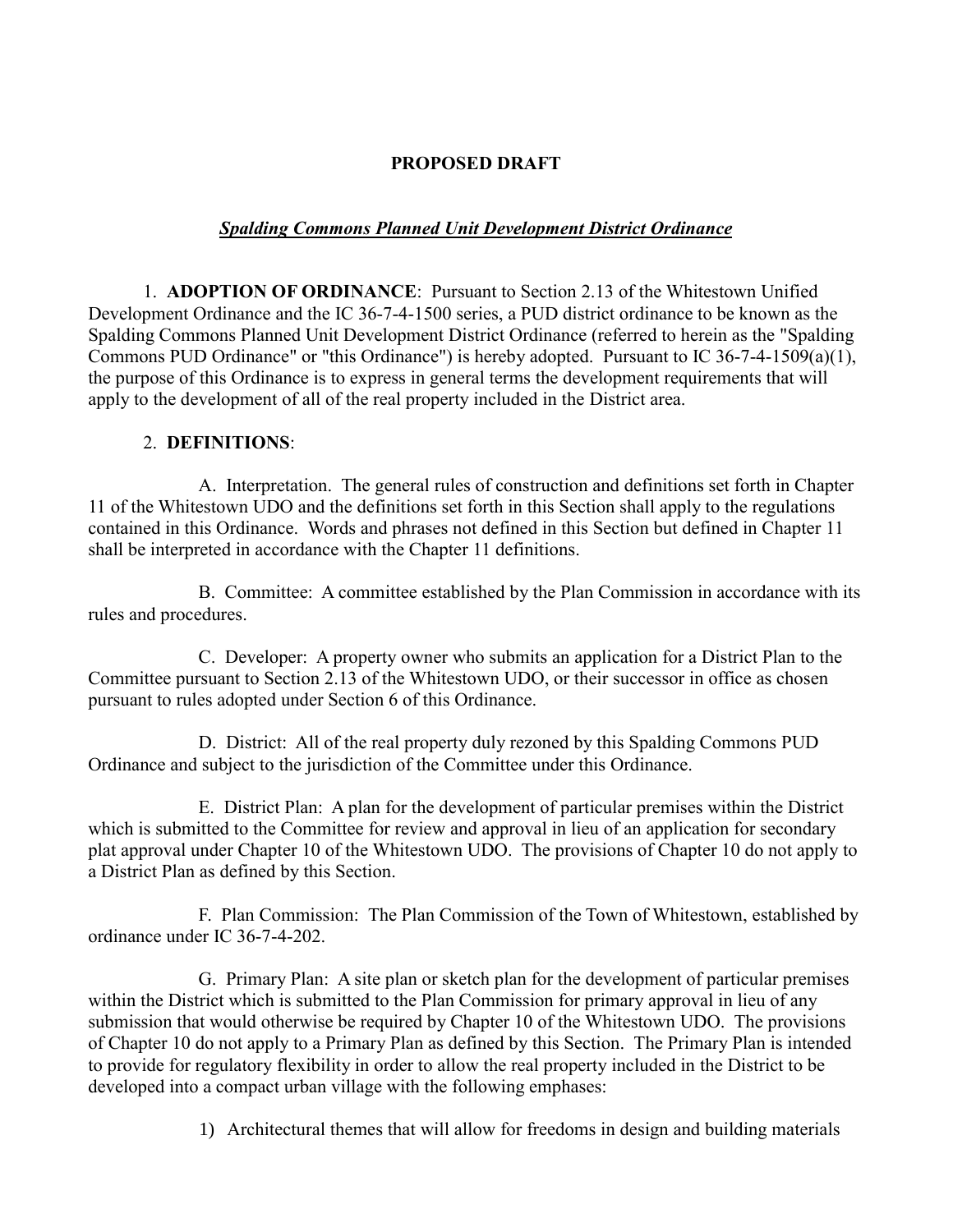**PROPOSED DRAFT**

***Spalding Commons Planned Unit Development District Ordinance***

1. **ADOPTION OF ORDINANCE**: Pursuant to Section 2.13 of the Whitestown Unified Development Ordinance and the IC 36-7-4-1500 series, a PUD district ordinance to be known as the Spalding Commons Planned Unit Development District Ordinance (referred to herein as the "Spalding Commons PUD Ordinance" or "this Ordinance") is hereby adopted. Pursuant to IC 36-7-4-1509(a)(1), the purpose of this Ordinance is to express in general terms the development requirements that will apply to the development of all of the real property included in the District area.

2. **DEFINITIONS**:

A. Interpretation. The general rules of construction and definitions set forth in Chapter 11 of the Whitestown UDO and the definitions set forth in this Section shall apply to the regulations contained in this Ordinance. Words and phrases not defined in this Section but defined in Chapter 11 shall be interpreted in accordance with the Chapter 11 definitions.

B. Committee: A committee established by the Plan Commission in accordance with its rules and procedures.

C. Developer: A property owner who submits an application for a District Plan to the Committee pursuant to Section 2.13 of the Whitestown UDO, or their successor in office as chosen pursuant to rules adopted under Section 6 of this Ordinance.

D. District: All of the real property duly rezoned by this Spalding Commons PUD Ordinance and subject to the jurisdiction of the Committee under this Ordinance.

E. District Plan: A plan for the development of particular premises within the District which is submitted to the Committee for review and approval in lieu of an application for secondary plat approval under Chapter 10 of the Whitestown UDO. The provisions of Chapter 10 do not apply to a District Plan as defined by this Section.

F. Plan Commission: The Plan Commission of the Town of Whitestown, established by ordinance under IC 36-7-4-202.

G. Primary Plan: A site plan or sketch plan for the development of particular premises within the District which is submitted to the Plan Commission for primary approval in lieu of any submission that would otherwise be required by Chapter 10 of the Whitestown UDO. The provisions of Chapter 10 do not apply to a Primary Plan as defined by this Section. The Primary Plan is intended to provide for regulatory flexibility in order to allow the real property included in the District to be developed into a compact urban village with the following emphases:

1) Architectural themes that will allow for freedoms in design and building materials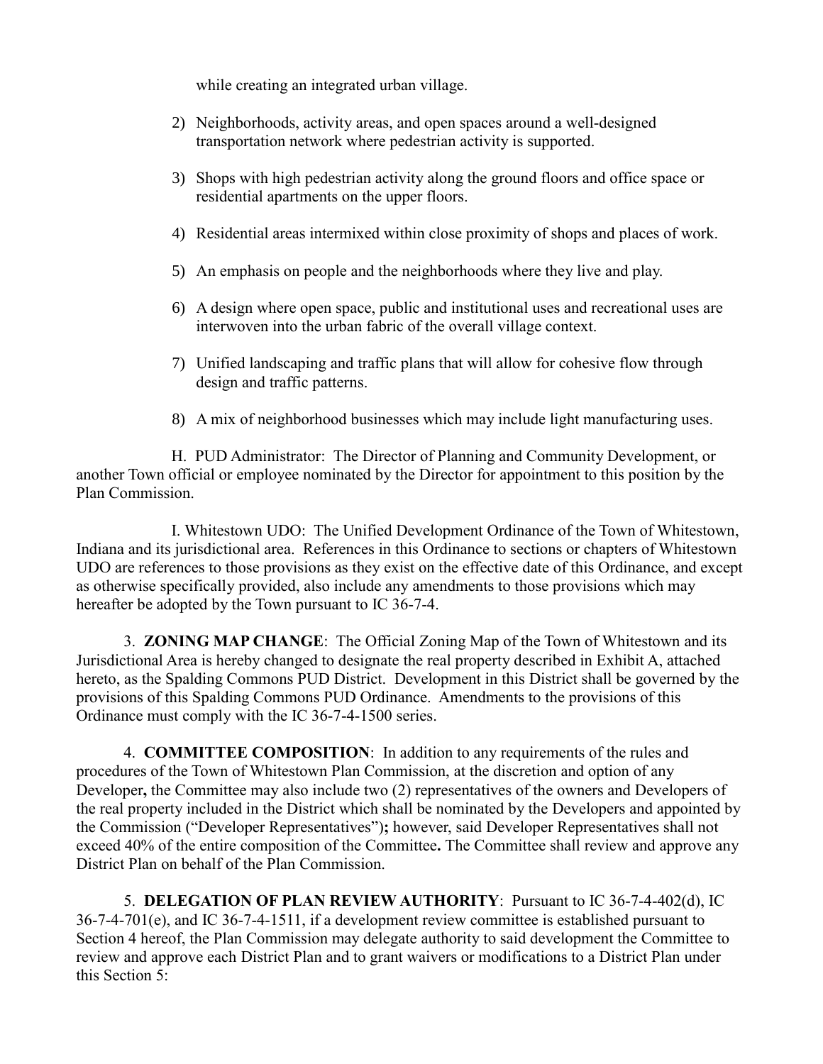while creating an integrated urban village.

2) Neighborhoods, activity areas, and open spaces around a well-designed transportation network where pedestrian activity is supported.

3) Shops with high pedestrian activity along the ground floors and office space or residential apartments on the upper floors.

4) Residential areas intermixed within close proximity of shops and places of work.

5) An emphasis on people and the neighborhoods where they live and play.

6) A design where open space, public and institutional uses and recreational uses are interwoven into the urban fabric of the overall village context.

7) Unified landscaping and traffic plans that will allow for cohesive flow through design and traffic patterns.

8) A mix of neighborhood businesses which may include light manufacturing uses.

H. PUD Administrator: The Director of Planning and Community Development, or another Town official or employee nominated by the Director for appointment to this position by the Plan Commission.

I. Whitestown UDO: The Unified Development Ordinance of the Town of Whitestown, Indiana and its jurisdictional area. References in this Ordinance to sections or chapters of Whitestown UDO are references to those provisions as they exist on the effective date of this Ordinance, and except as otherwise specifically provided, also include any amendments to those provisions which may hereafter be adopted by the Town pursuant to IC 36-7-4.

3. **ZONING MAP CHANGE**: The Official Zoning Map of the Town of Whitestown and its Jurisdictional Area is hereby changed to designate the real property described in Exhibit A, attached hereto, as the Spalding Commons PUD District. Development in this District shall be governed by the provisions of this Spalding Commons PUD Ordinance. Amendments to the provisions of this Ordinance must comply with the IC 36-7-4-1500 series.

4. **COMMITTEE COMPOSITION**: In addition to any requirements of the rules and procedures of the Town of Whitestown Plan Commission, at the discretion and option of any Developer**,** the Committee may also include two (2) representatives of the owners and Developers of the real property included in the District which shall be nominated by the Developers and appointed by the Commission ("Developer Representatives")**;** however, said Developer Representatives shall not exceed 40% of the entire composition of the Committee**.** The Committee shall review and approve any District Plan on behalf of the Plan Commission.

5. **DELEGATION OF PLAN REVIEW AUTHORITY**: Pursuant to IC 36-7-4-402(d), IC 36-7-4-701(e), and IC 36-7-4-1511, if a development review committee is established pursuant to Section 4 hereof, the Plan Commission may delegate authority to said development the Committee to review and approve each District Plan and to grant waivers or modifications to a District Plan under this Section 5: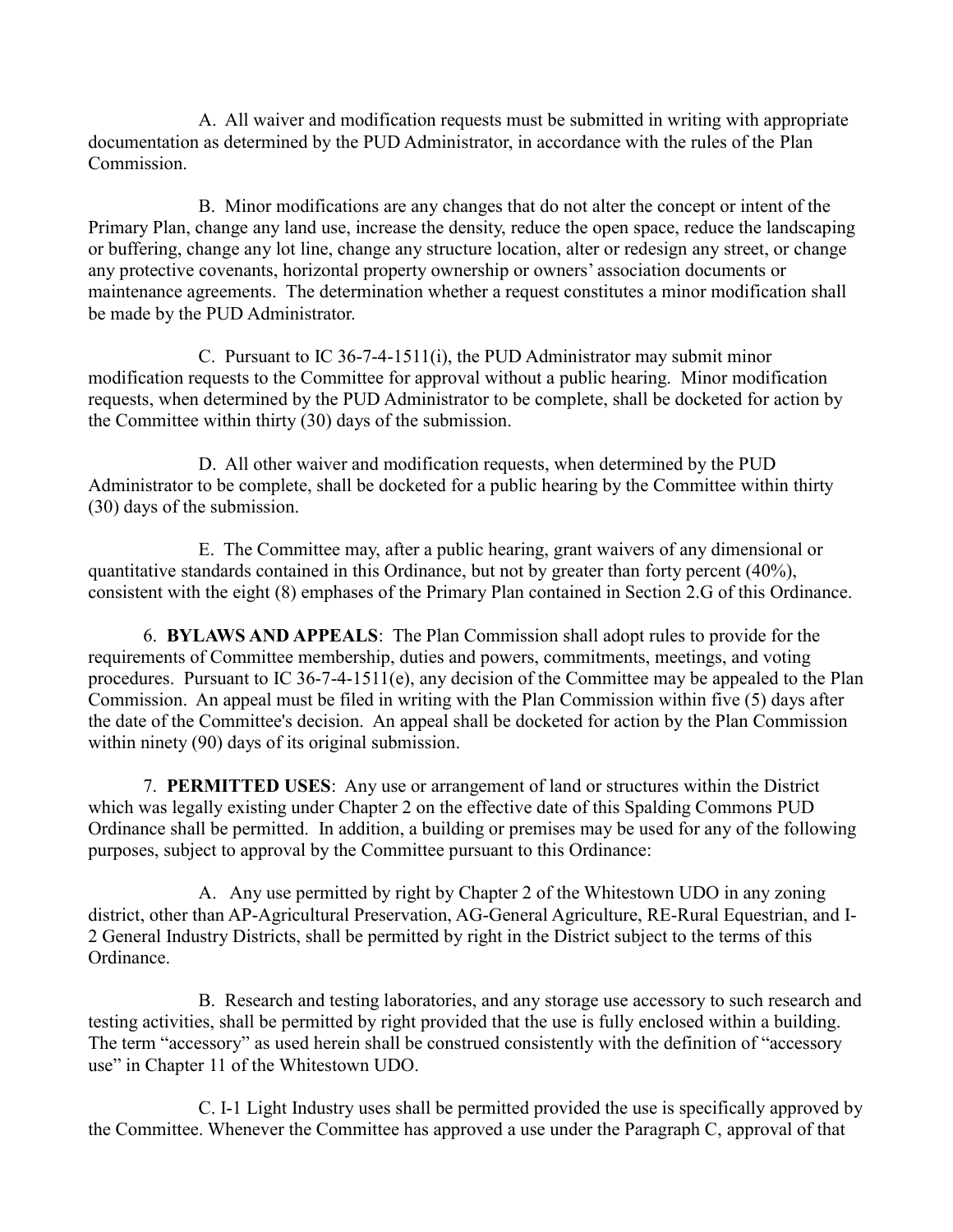A. All waiver and modification requests must be submitted in writing with appropriate documentation as determined by the PUD Administrator, in accordance with the rules of the Plan Commission.

B. Minor modifications are any changes that do not alter the concept or intent of the Primary Plan, change any land use, increase the density, reduce the open space, reduce the landscaping or buffering, change any lot line, change any structure location, alter or redesign any street, or change any protective covenants, horizontal property ownership or owners' association documents or maintenance agreements. The determination whether a request constitutes a minor modification shall be made by the PUD Administrator.

C. Pursuant to IC 36-7-4-1511(i), the PUD Administrator may submit minor modification requests to the Committee for approval without a public hearing. Minor modification requests, when determined by the PUD Administrator to be complete, shall be docketed for action by the Committee within thirty (30) days of the submission.

D. All other waiver and modification requests, when determined by the PUD Administrator to be complete, shall be docketed for a public hearing by the Committee within thirty (30) days of the submission.

E. The Committee may, after a public hearing, grant waivers of any dimensional or quantitative standards contained in this Ordinance, but not by greater than forty percent (40%), consistent with the eight (8) emphases of the Primary Plan contained in Section 2.G of this Ordinance.

6. **BYLAWS AND APPEALS**: The Plan Commission shall adopt rules to provide for the requirements of Committee membership, duties and powers, commitments, meetings, and voting procedures. Pursuant to IC 36-7-4-1511(e), any decision of the Committee may be appealed to the Plan Commission. An appeal must be filed in writing with the Plan Commission within five (5) days after the date of the Committee's decision. An appeal shall be docketed for action by the Plan Commission within ninety (90) days of its original submission.

7. **PERMITTED USES**: Any use or arrangement of land or structures within the District which was legally existing under Chapter 2 on the effective date of this Spalding Commons PUD Ordinance shall be permitted. In addition, a building or premises may be used for any of the following purposes, subject to approval by the Committee pursuant to this Ordinance:

A. Any use permitted by right by Chapter 2 of the Whitestown UDO in any zoning district, other than AP-Agricultural Preservation, AG-General Agriculture, RE-Rural Equestrian, and I-2 General Industry Districts, shall be permitted by right in the District subject to the terms of this Ordinance.

B. Research and testing laboratories, and any storage use accessory to such research and testing activities, shall be permitted by right provided that the use is fully enclosed within a building. The term "accessory" as used herein shall be construed consistently with the definition of "accessory use" in Chapter 11 of the Whitestown UDO.

C. I-1 Light Industry uses shall be permitted provided the use is specifically approved by the Committee. Whenever the Committee has approved a use under the Paragraph C, approval of that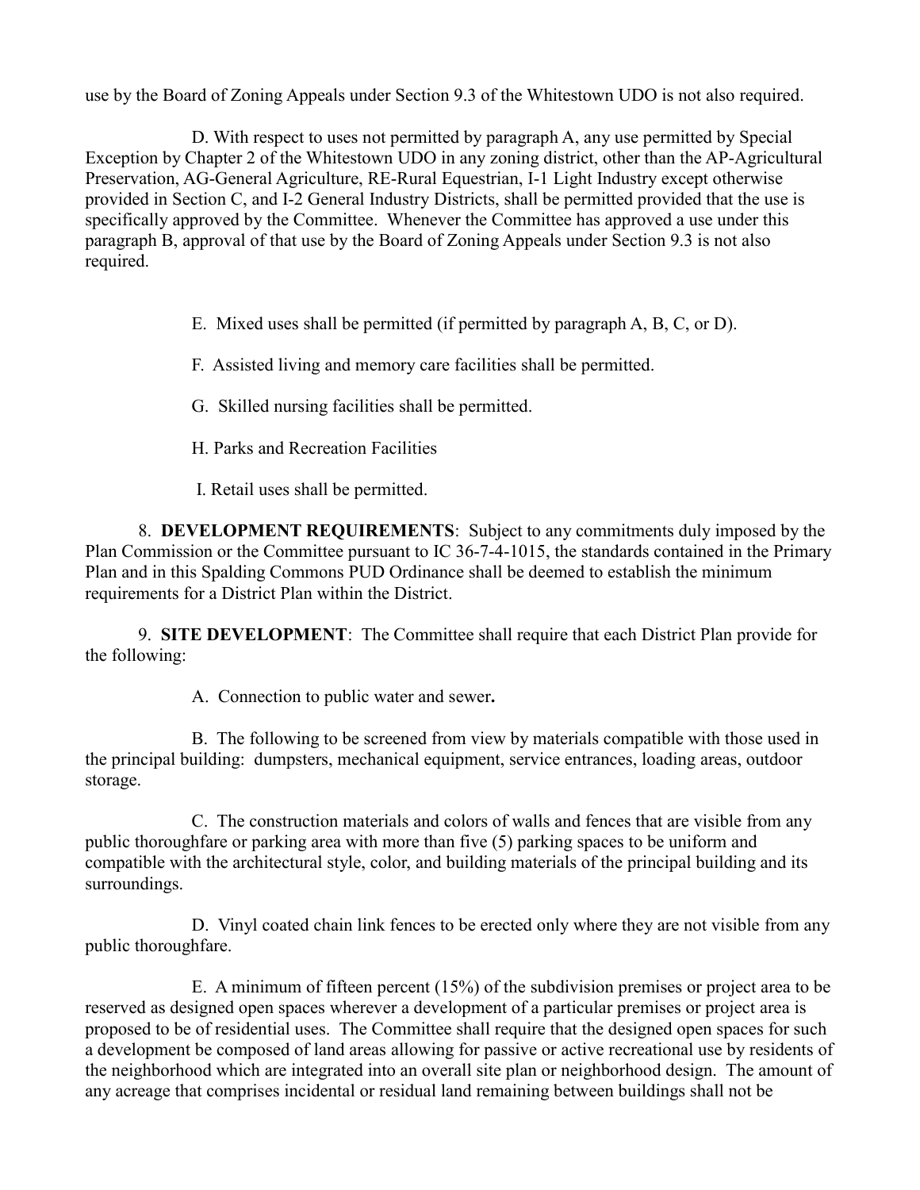use by the Board of Zoning Appeals under Section 9.3 of the Whitestown UDO is not also required.

D. With respect to uses not permitted by paragraph A, any use permitted by Special Exception by Chapter 2 of the Whitestown UDO in any zoning district, other than the AP-Agricultural Preservation, AG-General Agriculture, RE-Rural Equestrian, I-1 Light Industry except otherwise provided in Section C, and I-2 General Industry Districts, shall be permitted provided that the use is specifically approved by the Committee. Whenever the Committee has approved a use under this paragraph B, approval of that use by the Board of Zoning Appeals under Section 9.3 is not also required.

E. Mixed uses shall be permitted (if permitted by paragraph A, B, C, or D).

F. Assisted living and memory care facilities shall be permitted.

G. Skilled nursing facilities shall be permitted.

H. Parks and Recreation Facilities

I. Retail uses shall be permitted.

8. **DEVELOPMENT REQUIREMENTS**: Subject to any commitments duly imposed by the Plan Commission or the Committee pursuant to IC 36-7-4-1015, the standards contained in the Primary Plan and in this Spalding Commons PUD Ordinance shall be deemed to establish the minimum requirements for a District Plan within the District.

9. **SITE DEVELOPMENT**: The Committee shall require that each District Plan provide for the following:

A. Connection to public water and sewer**.**

B. The following to be screened from view by materials compatible with those used in the principal building: dumpsters, mechanical equipment, service entrances, loading areas, outdoor storage.

C. The construction materials and colors of walls and fences that are visible from any public thoroughfare or parking area with more than five (5) parking spaces to be uniform and compatible with the architectural style, color, and building materials of the principal building and its surroundings.

D. Vinyl coated chain link fences to be erected only where they are not visible from any public thoroughfare.

E. A minimum of fifteen percent (15%) of the subdivision premises or project area to be reserved as designed open spaces wherever a development of a particular premises or project area is proposed to be of residential uses. The Committee shall require that the designed open spaces for such a development be composed of land areas allowing for passive or active recreational use by residents of the neighborhood which are integrated into an overall site plan or neighborhood design. The amount of any acreage that comprises incidental or residual land remaining between buildings shall not be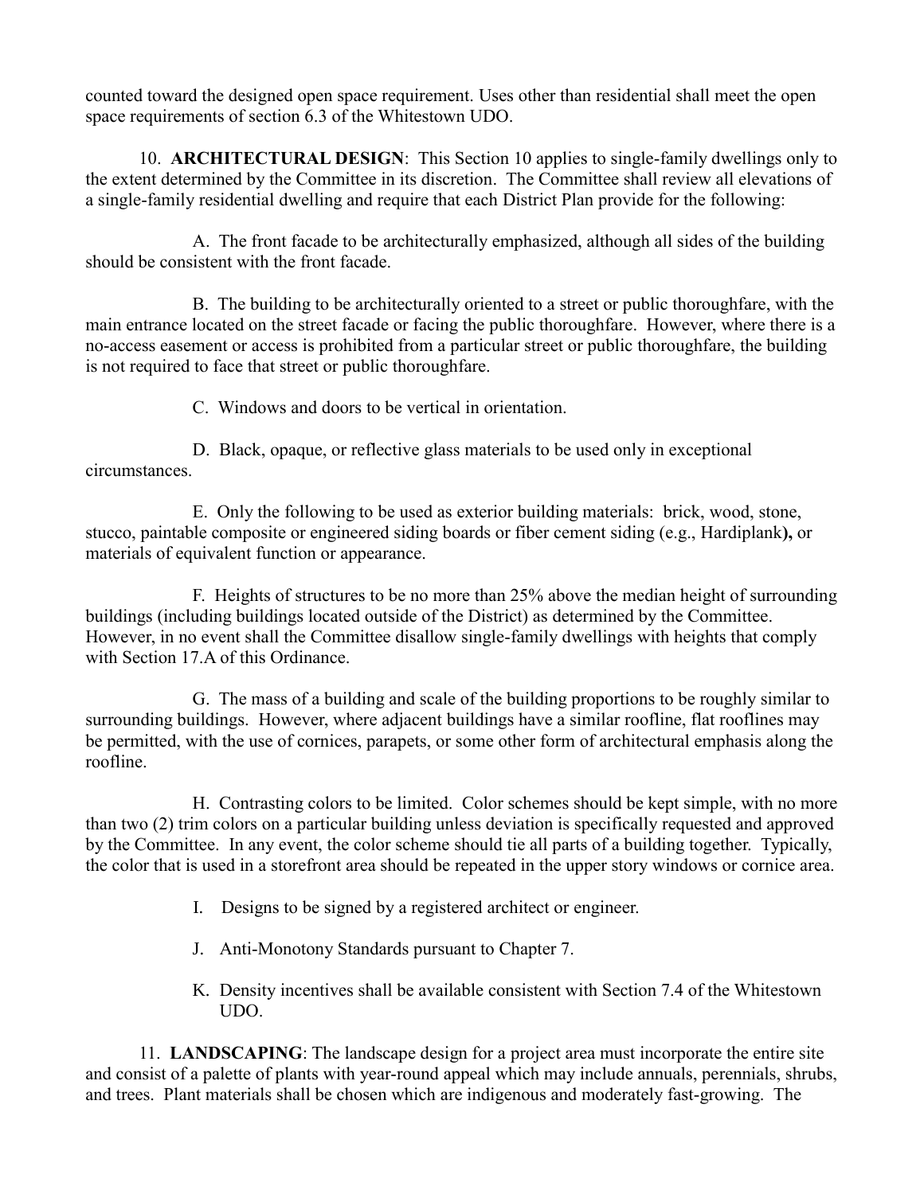counted toward the designed open space requirement. Uses other than residential shall meet the open space requirements of section 6.3 of the Whitestown UDO.

10. **ARCHITECTURAL DESIGN**: This Section 10 applies to single-family dwellings only to the extent determined by the Committee in its discretion. The Committee shall review all elevations of a single-family residential dwelling and require that each District Plan provide for the following:

A. The front facade to be architecturally emphasized, although all sides of the building should be consistent with the front facade.

B. The building to be architecturally oriented to a street or public thoroughfare, with the main entrance located on the street facade or facing the public thoroughfare. However, where there is a no-access easement or access is prohibited from a particular street or public thoroughfare, the building is not required to face that street or public thoroughfare.

C. Windows and doors to be vertical in orientation.

D. Black, opaque, or reflective glass materials to be used only in exceptional circumstances.

E. Only the following to be used as exterior building materials: brick, wood, stone, stucco, paintable composite or engineered siding boards or fiber cement siding (e.g., Hardiplank**),** or materials of equivalent function or appearance.

F. Heights of structures to be no more than 25% above the median height of surrounding buildings (including buildings located outside of the District) as determined by the Committee. However, in no event shall the Committee disallow single-family dwellings with heights that comply with Section 17.A of this Ordinance.

G. The mass of a building and scale of the building proportions to be roughly similar to surrounding buildings. However, where adjacent buildings have a similar roofline, flat rooflines may be permitted, with the use of cornices, parapets, or some other form of architectural emphasis along the roofline.

H. Contrasting colors to be limited. Color schemes should be kept simple, with no more than two (2) trim colors on a particular building unless deviation is specifically requested and approved by the Committee. In any event, the color scheme should tie all parts of a building together. Typically, the color that is used in a storefront area should be repeated in the upper story windows or cornice area.

I. Designs to be signed by a registered architect or engineer.

J. Anti-Monotony Standards pursuant to Chapter 7.

K. Density incentives shall be available consistent with Section 7.4 of the Whitestown UDO.

11. **LANDSCAPING**: The landscape design for a project area must incorporate the entire site and consist of a palette of plants with year-round appeal which may include annuals, perennials, shrubs, and trees. Plant materials shall be chosen which are indigenous and moderately fast-growing. The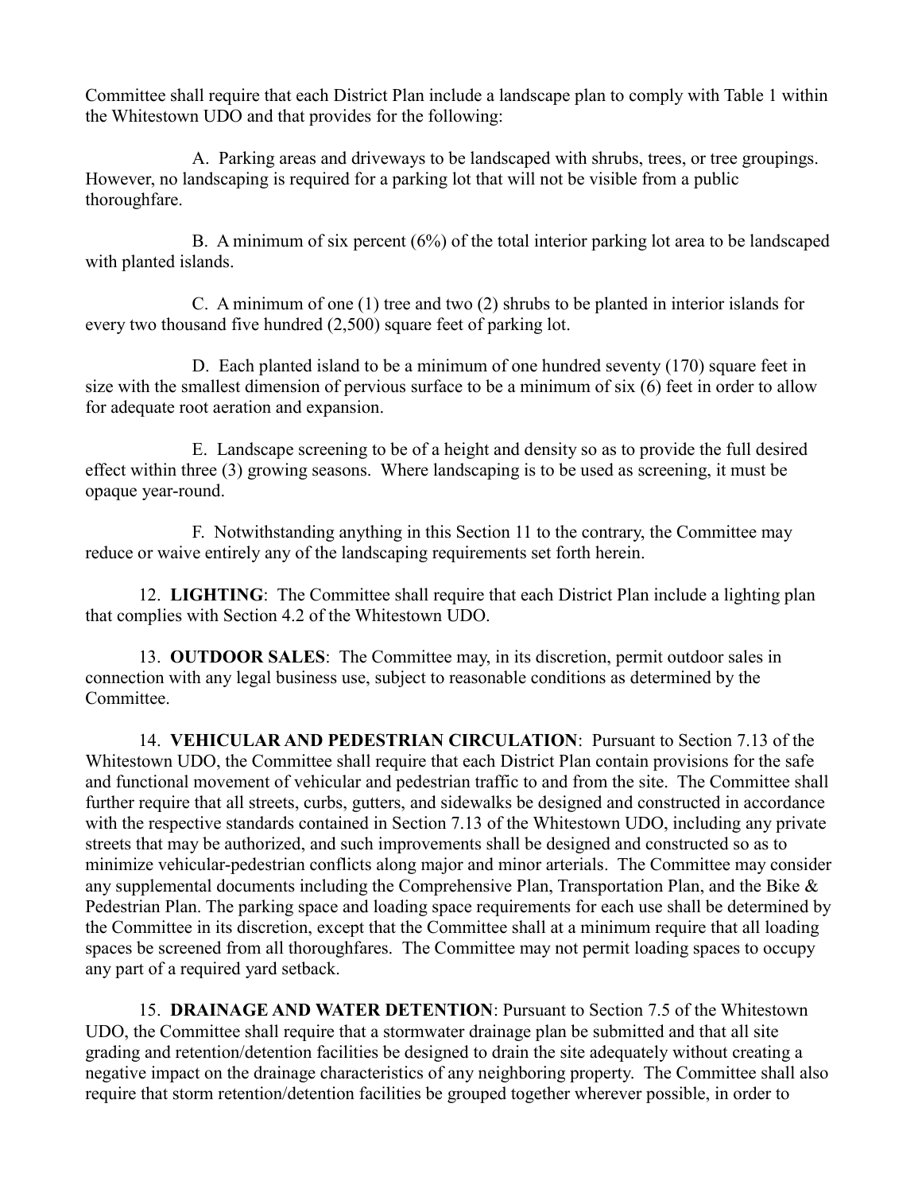Committee shall require that each District Plan include a landscape plan to comply with Table 1 within the Whitestown UDO and that provides for the following:

A. Parking areas and driveways to be landscaped with shrubs, trees, or tree groupings. However, no landscaping is required for a parking lot that will not be visible from a public thoroughfare.

B. A minimum of six percent (6%) of the total interior parking lot area to be landscaped with planted islands.

C. A minimum of one (1) tree and two (2) shrubs to be planted in interior islands for every two thousand five hundred (2,500) square feet of parking lot.

D. Each planted island to be a minimum of one hundred seventy (170) square feet in size with the smallest dimension of pervious surface to be a minimum of six (6) feet in order to allow for adequate root aeration and expansion.

E. Landscape screening to be of a height and density so as to provide the full desired effect within three (3) growing seasons. Where landscaping is to be used as screening, it must be opaque year-round.

F. Notwithstanding anything in this Section 11 to the contrary, the Committee may reduce or waive entirely any of the landscaping requirements set forth herein.

12. **LIGHTING**: The Committee shall require that each District Plan include a lighting plan that complies with Section 4.2 of the Whitestown UDO.

13. **OUTDOOR SALES**: The Committee may, in its discretion, permit outdoor sales in connection with any legal business use, subject to reasonable conditions as determined by the Committee.

14. **VEHICULAR AND PEDESTRIAN CIRCULATION**: Pursuant to Section 7.13 of the Whitestown UDO, the Committee shall require that each District Plan contain provisions for the safe and functional movement of vehicular and pedestrian traffic to and from the site. The Committee shall further require that all streets, curbs, gutters, and sidewalks be designed and constructed in accordance with the respective standards contained in Section 7.13 of the Whitestown UDO, including any private streets that may be authorized, and such improvements shall be designed and constructed so as to minimize vehicular-pedestrian conflicts along major and minor arterials. The Committee may consider any supplemental documents including the Comprehensive Plan, Transportation Plan, and the Bike & Pedestrian Plan. The parking space and loading space requirements for each use shall be determined by the Committee in its discretion, except that the Committee shall at a minimum require that all loading spaces be screened from all thoroughfares. The Committee may not permit loading spaces to occupy any part of a required yard setback.

15. **DRAINAGE AND WATER DETENTION**: Pursuant to Section 7.5 of the Whitestown UDO, the Committee shall require that a stormwater drainage plan be submitted and that all site grading and retention/detention facilities be designed to drain the site adequately without creating a negative impact on the drainage characteristics of any neighboring property. The Committee shall also require that storm retention/detention facilities be grouped together wherever possible, in order to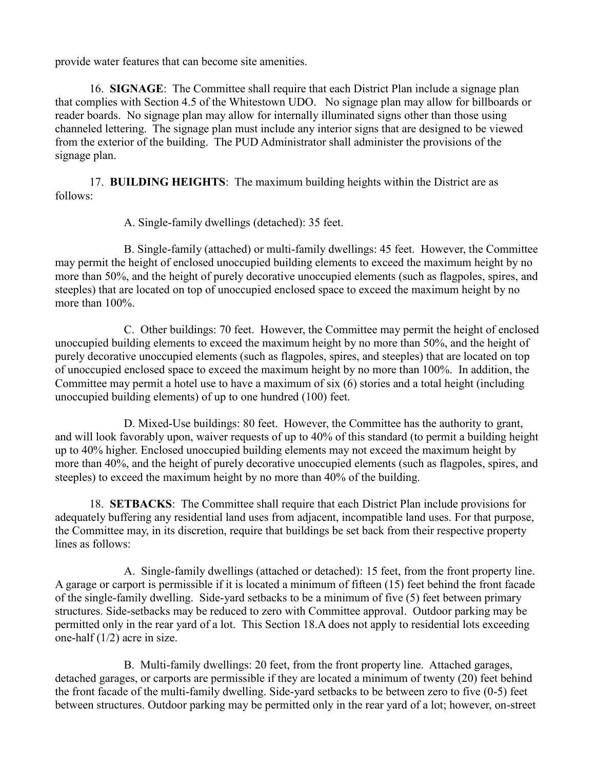provide water features that can become site amenities.

16. **SIGNAGE**: The Committee shall require that each District Plan include a signage plan that complies with Section 4.5 of the Whitestown UDO. No signage plan may allow for billboards or reader boards. No signage plan may allow for internally illuminated signs other than those using channeled lettering. The signage plan must include any interior signs that are designed to be viewed from the exterior of the building. The PUD Administrator shall administer the provisions of the signage plan.

17. **BUILDING HEIGHTS**: The maximum building heights within the District are as follows:

A. Single-family dwellings (detached): 35 feet.

B. Single-family (attached) or multi-family dwellings: 45 feet. However, the Committee may permit the height of enclosed unoccupied building elements to exceed the maximum height by no more than 50%, and the height of purely decorative unoccupied elements (such as flagpoles, spires, and steeples) that are located on top of unoccupied enclosed space to exceed the maximum height by no more than 100%.

C. Other buildings: 70 feet. However, the Committee may permit the height of enclosed unoccupied building elements to exceed the maximum height by no more than 50%, and the height of purely decorative unoccupied elements (such as flagpoles, spires, and steeples) that are located on top of unoccupied enclosed space to exceed the maximum height by no more than 100%. In addition, the Committee may permit a hotel use to have a maximum of six (6) stories and a total height (including unoccupied building elements) of up to one hundred (100) feet.

D. Mixed-Use buildings: 80 feet. However, the Committee has the authority to grant, and will look favorably upon, waiver requests of up to 40% of this standard (to permit a building height up to 40% higher. Enclosed unoccupied building elements may not exceed the maximum height by more than 40%, and the height of purely decorative unoccupied elements (such as flagpoles, spires, and steeples) to exceed the maximum height by no more than 40% of the building.

18. **SETBACKS**: The Committee shall require that each District Plan include provisions for adequately buffering any residential land uses from adjacent, incompatible land uses. For that purpose, the Committee may, in its discretion, require that buildings be set back from their respective property lines as follows:

A. Single-family dwellings (attached or detached): 15 feet, from the front property line. A garage or carport is permissible if it is located a minimum of fifteen (15) feet behind the front facade of the single-family dwelling. Side-yard setbacks to be a minimum of five (5) feet between primary structures. Side-setbacks may be reduced to zero with Committee approval. Outdoor parking may be permitted only in the rear yard of a lot. This Section 18.A does not apply to residential lots exceeding one-half (1/2) acre in size.

B. Multi-family dwellings: 20 feet, from the front property line. Attached garages, detached garages, or carports are permissible if they are located a minimum of twenty (20) feet behind the front facade of the multi-family dwelling. Side-yard setbacks to be between zero to five (0-5) feet between structures. Outdoor parking may be permitted only in the rear yard of a lot; however, on-street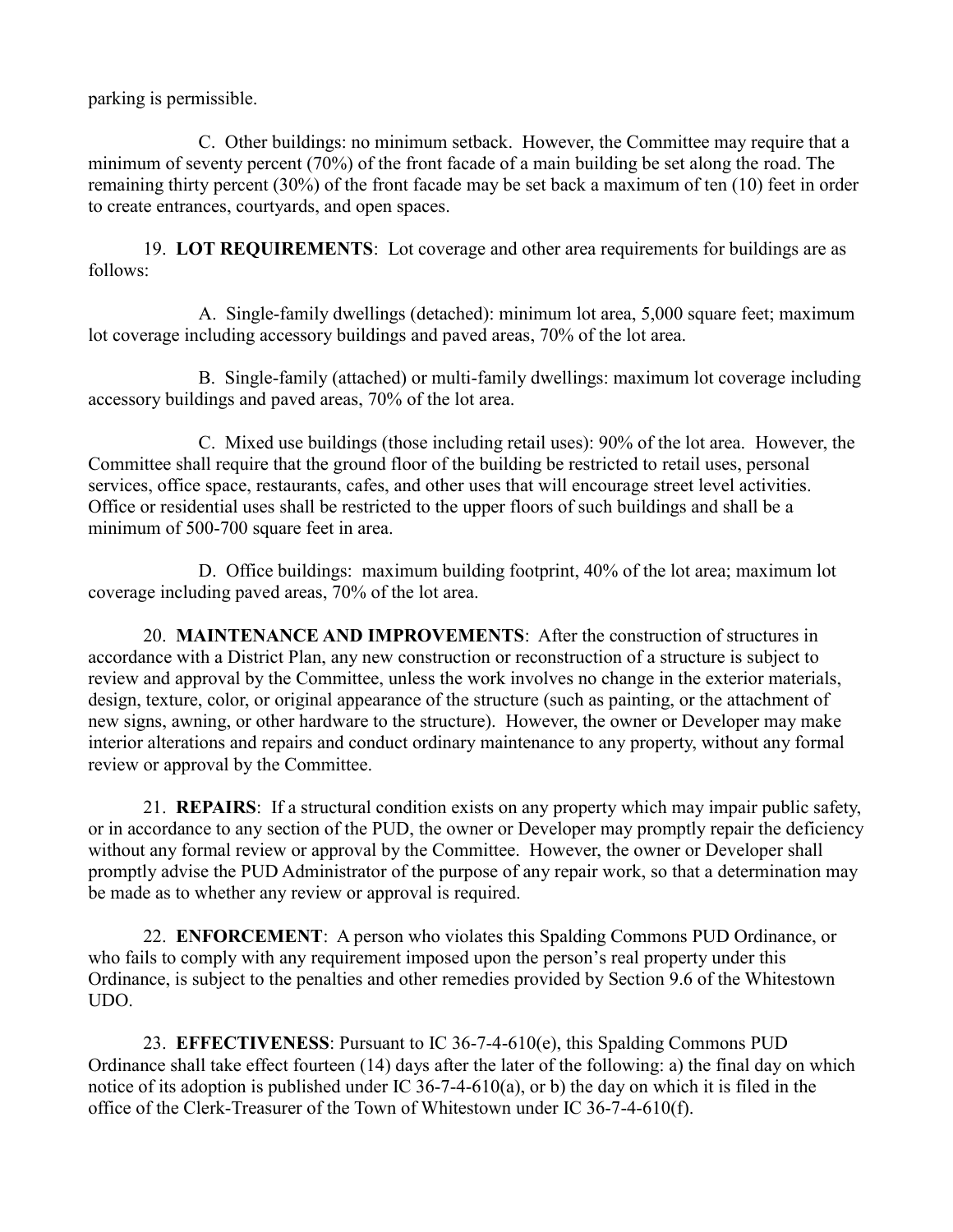parking is permissible.

C. Other buildings: no minimum setback. However, the Committee may require that a minimum of seventy percent (70%) of the front facade of a main building be set along the road. The remaining thirty percent (30%) of the front facade may be set back a maximum of ten (10) feet in order to create entrances, courtyards, and open spaces.

19. **LOT REQUIREMENTS**: Lot coverage and other area requirements for buildings are as follows:

A. Single-family dwellings (detached): minimum lot area, 5,000 square feet; maximum lot coverage including accessory buildings and paved areas, 70% of the lot area.

B. Single-family (attached) or multi-family dwellings: maximum lot coverage including accessory buildings and paved areas, 70% of the lot area.

C. Mixed use buildings (those including retail uses): 90% of the lot area. However, the Committee shall require that the ground floor of the building be restricted to retail uses, personal services, office space, restaurants, cafes, and other uses that will encourage street level activities. Office or residential uses shall be restricted to the upper floors of such buildings and shall be a minimum of 500-700 square feet in area.

D. Office buildings: maximum building footprint, 40% of the lot area; maximum lot coverage including paved areas, 70% of the lot area.

20. **MAINTENANCE AND IMPROVEMENTS**: After the construction of structures in accordance with a District Plan, any new construction or reconstruction of a structure is subject to review and approval by the Committee, unless the work involves no change in the exterior materials, design, texture, color, or original appearance of the structure (such as painting, or the attachment of new signs, awning, or other hardware to the structure). However, the owner or Developer may make interior alterations and repairs and conduct ordinary maintenance to any property, without any formal review or approval by the Committee.

21. **REPAIRS**: If a structural condition exists on any property which may impair public safety, or in accordance to any section of the PUD, the owner or Developer may promptly repair the deficiency without any formal review or approval by the Committee. However, the owner or Developer shall promptly advise the PUD Administrator of the purpose of any repair work, so that a determination may be made as to whether any review or approval is required.

22. **ENFORCEMENT**: A person who violates this Spalding Commons PUD Ordinance, or who fails to comply with any requirement imposed upon the person's real property under this Ordinance, is subject to the penalties and other remedies provided by Section 9.6 of the Whitestown UDO.

23. **EFFECTIVENESS**: Pursuant to IC 36-7-4-610(e), this Spalding Commons PUD Ordinance shall take effect fourteen (14) days after the later of the following: a) the final day on which notice of its adoption is published under IC 36-7-4-610(a), or b) the day on which it is filed in the office of the Clerk-Treasurer of the Town of Whitestown under IC 36-7-4-610(f).